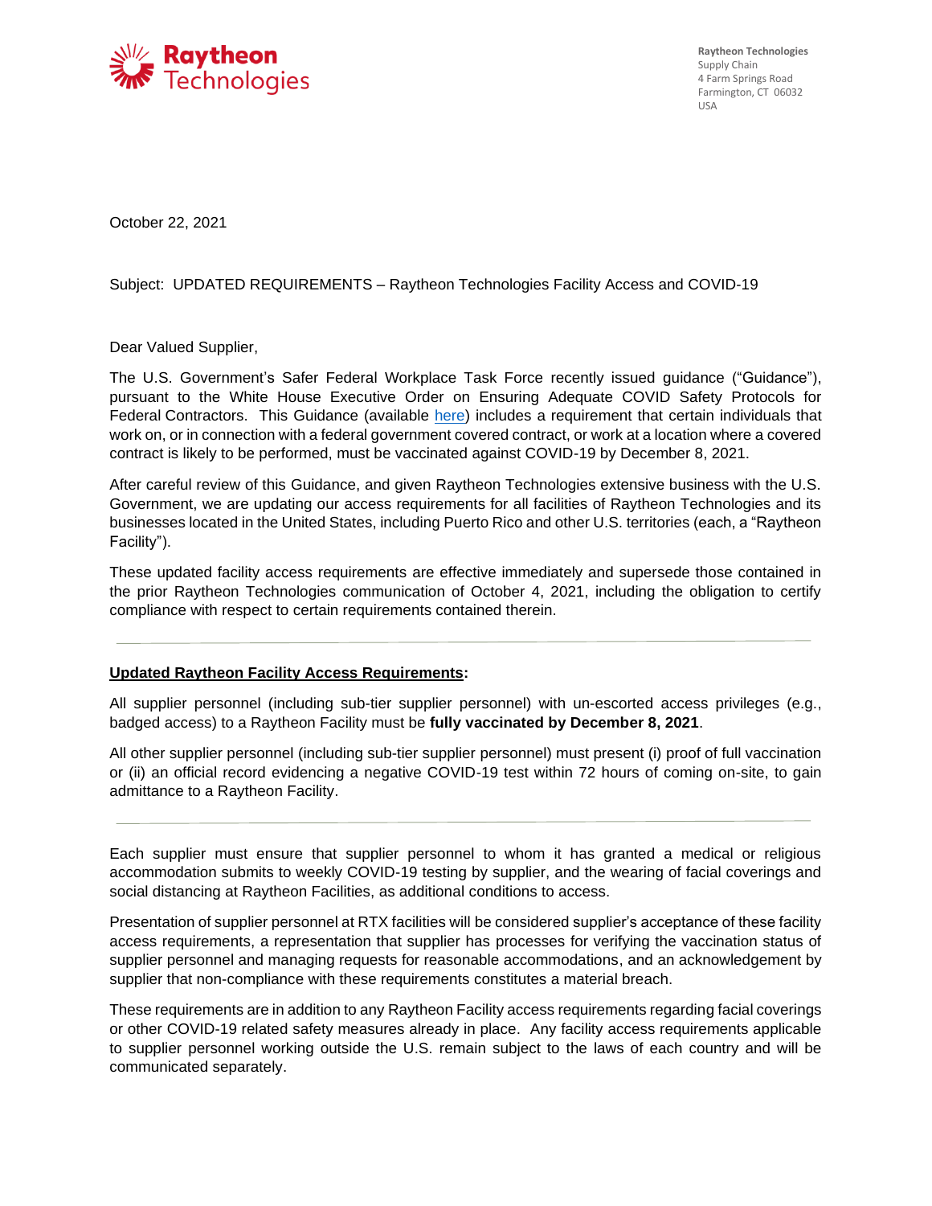Raytheon Technologies

**Raytheon Technologies**
Supply Chain
4 Farm Springs Road
Farmington, CT 06032
USA

October 22, 2021

Subject: UPDATED REQUIREMENTS – Raytheon Technologies Facility Access and COVID-19

Dear Valued Supplier,

The U.S. Government's Safer Federal Workplace Task Force recently issued guidance ("Guidance"), pursuant to the White House Executive Order on Ensuring Adequate COVID Safety Protocols for Federal Contractors. This Guidance (available here) includes a requirement that certain individuals that work on, or in connection with a federal government covered contract, or work at a location where a covered contract is likely to be performed, must be vaccinated against COVID-19 by December 8, 2021.

After careful review of this Guidance, and given Raytheon Technologies extensive business with the U.S. Government, we are updating our access requirements for all facilities of Raytheon Technologies and its businesses located in the United States, including Puerto Rico and other U.S. territories (each, a "Raytheon Facility").

These updated facility access requirements are effective immediately and supersede those contained in the prior Raytheon Technologies communication of October 4, 2021, including the obligation to certify compliance with respect to certain requirements contained therein.

---

**Updated Raytheon Facility Access Requirements:**

All supplier personnel (including sub-tier supplier personnel) with un-escorted access privileges (e.g., badged access) to a Raytheon Facility must be **fully vaccinated by December 8, 2021**.

All other supplier personnel (including sub-tier supplier personnel) must present (i) proof of full vaccination or (ii) an official record evidencing a negative COVID-19 test within 72 hours of coming on-site, to gain admittance to a Raytheon Facility.

---

Each supplier must ensure that supplier personnel to whom it has granted a medical or religious accommodation submits to weekly COVID-19 testing by supplier, and the wearing of facial coverings and social distancing at Raytheon Facilities, as additional conditions to access.

Presentation of supplier personnel at RTX facilities will be considered supplier's acceptance of these facility access requirements, a representation that supplier has processes for verifying the vaccination status of supplier personnel and managing requests for reasonable accommodations, and an acknowledgement by supplier that non-compliance with these requirements constitutes a material breach.

These requirements are in addition to any Raytheon Facility access requirements regarding facial coverings or other COVID-19 related safety measures already in place. Any facility access requirements applicable to supplier personnel working outside the U.S. remain subject to the laws of each country and will be communicated separately.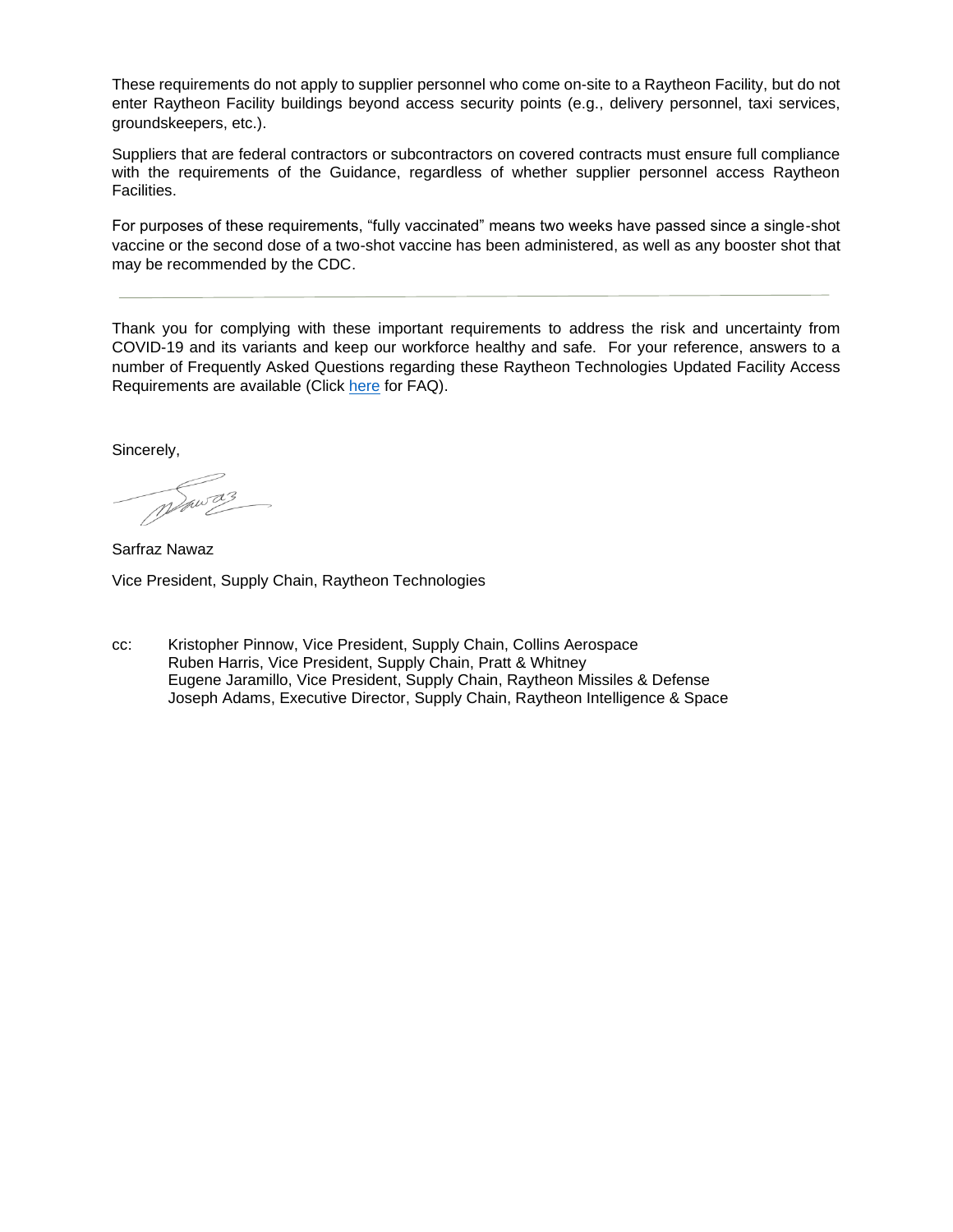These requirements do not apply to supplier personnel who come on-site to a Raytheon Facility, but do not enter Raytheon Facility buildings beyond access security points (e.g., delivery personnel, taxi services, groundskeepers, etc.).

Suppliers that are federal contractors or subcontractors on covered contracts must ensure full compliance with the requirements of the Guidance, regardless of whether supplier personnel access Raytheon Facilities.

For purposes of these requirements, "fully vaccinated" means two weeks have passed since a single-shot vaccine or the second dose of a two-shot vaccine has been administered, as well as any booster shot that may be recommended by the CDC.

---

Thank you for complying with these important requirements to address the risk and uncertainty from COVID-19 and its variants and keep our workforce healthy and safe. For your reference, answers to a number of Frequently Asked Questions regarding these Raytheon Technologies Updated Facility Access Requirements are available (Click here for FAQ).

Sincerely,

Sarfraz Nawaz

Vice President, Supply Chain, Raytheon Technologies

cc: Kristopher Pinnow, Vice President, Supply Chain, Collins Aerospace
Ruben Harris, Vice President, Supply Chain, Pratt & Whitney
Eugene Jaramillo, Vice President, Supply Chain, Raytheon Missiles & Defense
Joseph Adams, Executive Director, Supply Chain, Raytheon Intelligence & Space